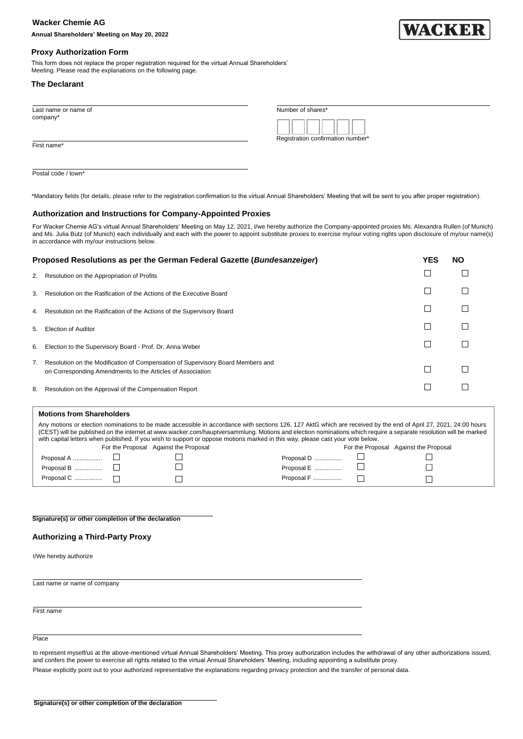**Wacker Chemie AG**

**Annual Shareholders' Meeting on May 20, 2022**

WACKER

## Proxy Authorization Form

This form does not replace the proper registration required for the virtual Annual Shareholders' Meeting. Please read the explanations on the following page.

### The Declarant

Last name or name of company*

First name*

Postal code / town*

Number of shares*

Registration confirmation number*

*Mandatory fields (for details, please refer to the registration confirmation to the virtual Annual Shareholders' Meeting that will be sent to you after proper registration).

### Authorization and Instructions for Company-Appointed Proxies

For Wacker Chemie AG's virtual Annual Shareholders' Meeting on May 12, 2021, I/we hereby authorize the Company-appointed proxies Ms. Alexandra Rullen (of Munich) and Ms. Julia Butz (of Munich) each individually and each with the power to appoint substitute proxies to exercise my/our voting rights upon disclosure of my/our name(s) in accordance with my/our instructions below.

| Proposed Resolutions as per the German Federal Gazette (*Bundesanzeiger*) | YES | NO |
|---|---|---|
| 2. Resolution on the Appropriation of Profits | ☐ | ☐ |
| 3. Resolution on the Ratification of the Actions of the Executive Board | ☐ | ☐ |
| 4. Resolution on the Ratification of the Actions of the Supervisory Board | ☐ | ☐ |
| 5. Election of Auditor | ☐ | ☐ |
| 6. Election to the Supervisory Board - Prof. Dr. Anna Weber | ☐ | ☐ |
| 7. Resolution on the Modification of Compensation of Supervisory Board Members and on Corresponding Amendments to the Articles of Association | ☐ | ☐ |
| 8. Resolution on the Approval of the Compensation Report | ☐ | ☐ |

**Motions from Shareholders**

Any motions or election nominations to be made accessible in accordance with sections 126, 127 AktG which are received by the end of April 27, 2021, 24:00 hours (CEST) will be published on the internet at www.wacker.com/hauptversammlung. Motions and election nominations which require a separate resolution will be marked with capital letters when published. If you wish to support or oppose motions marked in this way, please cast your vote below.

| | For the Proposal | Against the Proposal | | For the Proposal | Against the Proposal |
|---|---|---|---|---|---|
| Proposal A ................ | ☐ | ☐ | Proposal D ................ | ☐ | ☐ |
| Proposal B ................ | ☐ | ☐ | Proposal E ................ | ☐ | ☐ |
| Proposal C ................ | ☐ | ☐ | Proposal F ................ | ☐ | ☐ |

**Signature(s) or other completion of the declaration**

### Authorizing a Third-Party Proxy

I/We hereby authorize

Last name or name of company

First name

Place

to represent myself/us at the above-mentioned virtual Annual Shareholders' Meeting. This proxy authorization includes the withdrawal of any other authorizations issued, and confers the power to exercise all rights related to the virtual Annual Shareholders' Meeting, including appointing a substitute proxy.

Please explicitly point out to your authorized representative the explanations regarding privacy protection and the transfer of personal data.

**Signature(s) or other completion of the declaration**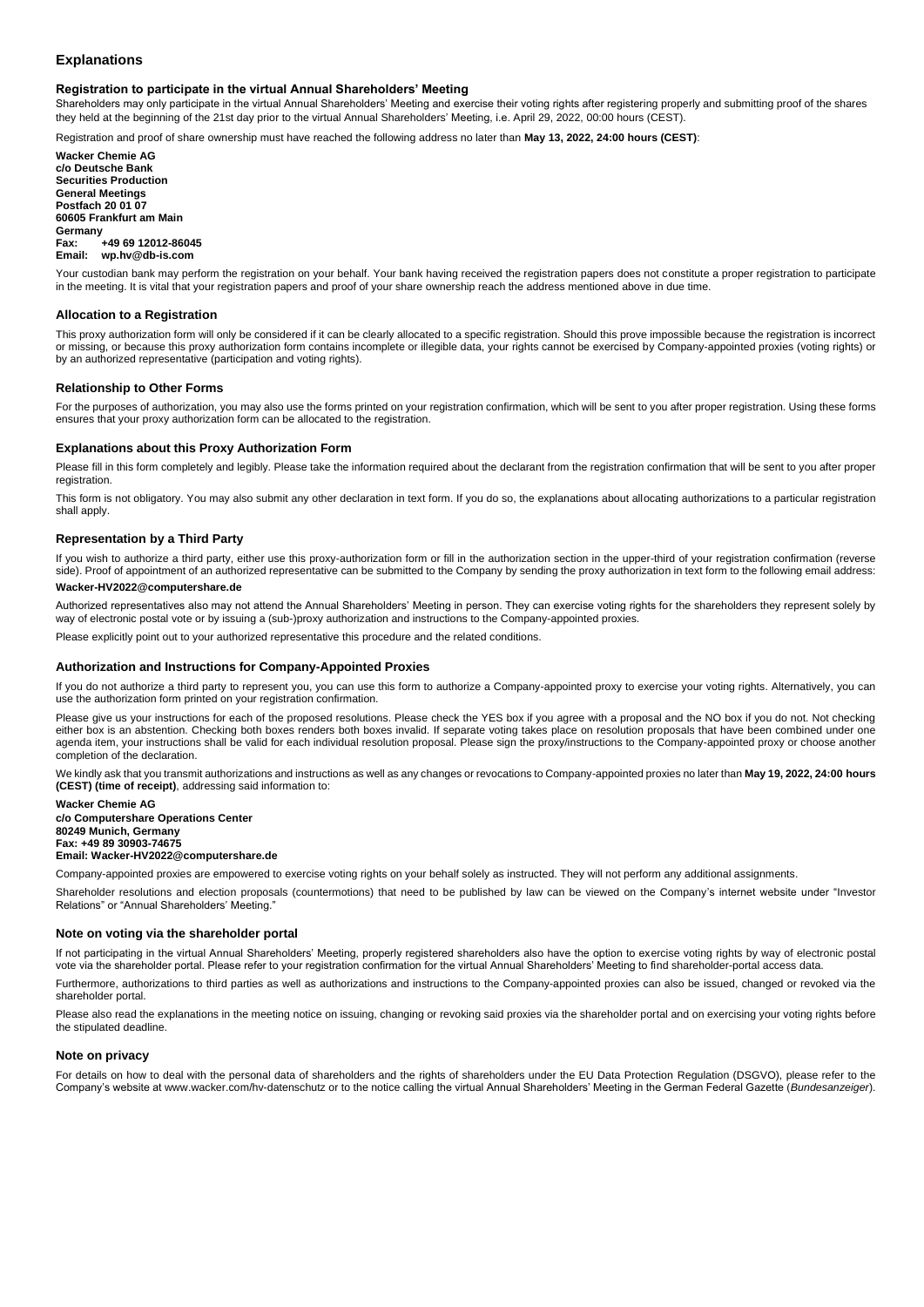# Explanations

### Registration to participate in the virtual Annual Shareholders' Meeting

Shareholders may only participate in the virtual Annual Shareholders' Meeting and exercise their voting rights after registering properly and submitting proof of the shares they held at the beginning of the 21st day prior to the virtual Annual Shareholders' Meeting, i.e. April 29, 2022, 00:00 hours (CEST).

Registration and proof of share ownership must have reached the following address no later than **May 13, 2022, 24:00 hours (CEST)**:

**Wacker Chemie AG**
**c/o Deutsche Bank**
**Securities Production**
**General Meetings**
**Postfach 20 01 07**
**60605 Frankfurt am Main**
**Germany**
**Fax: +49 69 12012-86045**
**Email: wp.hv@db-is.com**

Your custodian bank may perform the registration on your behalf. Your bank having received the registration papers does not constitute a proper registration to participate in the meeting. It is vital that your registration papers and proof of your share ownership reach the address mentioned above in due time.

### Allocation to a Registration

This proxy authorization form will only be considered if it can be clearly allocated to a specific registration. Should this prove impossible because the registration is incorrect or missing, or because this proxy authorization form contains incomplete or illegible data, your rights cannot be exercised by Company-appointed proxies (voting rights) or by an authorized representative (participation and voting rights).

### Relationship to Other Forms

For the purposes of authorization, you may also use the forms printed on your registration confirmation, which will be sent to you after proper registration. Using these forms ensures that your proxy authorization form can be allocated to the registration.

### Explanations about this Proxy Authorization Form

Please fill in this form completely and legibly. Please take the information required about the declarant from the registration confirmation that will be sent to you after proper registration.

This form is not obligatory. You may also submit any other declaration in text form. If you do so, the explanations about allocating authorizations to a particular registration shall apply.

### Representation by a Third Party

If you wish to authorize a third party, either use this proxy-authorization form or fill in the authorization section in the upper-third of your registration confirmation (reverse side). Proof of appointment of an authorized representative can be submitted to the Company by sending the proxy authorization in text form to the following email address:

**Wacker-HV2022@computershare.de**

Authorized representatives also may not attend the Annual Shareholders' Meeting in person. They can exercise voting rights for the shareholders they represent solely by way of electronic postal vote or by issuing a (sub-)proxy authorization and instructions to the Company-appointed proxies.

Please explicitly point out to your authorized representative this procedure and the related conditions.

### Authorization and Instructions for Company-Appointed Proxies

If you do not authorize a third party to represent you, you can use this form to authorize a Company-appointed proxy to exercise your voting rights. Alternatively, you can use the authorization form printed on your registration confirmation.

Please give us your instructions for each of the proposed resolutions. Please check the YES box if you agree with a proposal and the NO box if you do not. Not checking either box is an abstention. Checking both boxes renders both boxes invalid. If separate voting takes place on resolution proposals that have been combined under one agenda item, your instructions shall be valid for each individual resolution proposal. Please sign the proxy/instructions to the Company-appointed proxy or choose another completion of the declaration.

We kindly ask that you transmit authorizations and instructions as well as any changes or revocations to Company-appointed proxies no later than **May 19, 2022, 24:00 hours (CEST) (time of receipt)**, addressing said information to:

**Wacker Chemie AG**
**c/o Computershare Operations Center**
**80249 Munich, Germany**
**Fax: +49 89 30903-74675**
**Email: Wacker-HV2022@computershare.de**

Company-appointed proxies are empowered to exercise voting rights on your behalf solely as instructed. They will not perform any additional assignments.

Shareholder resolutions and election proposals (countermotions) that need to be published by law can be viewed on the Company's internet website under "Investor Relations" or "Annual Shareholders' Meeting."

### Note on voting via the shareholder portal

If not participating in the virtual Annual Shareholders' Meeting, properly registered shareholders also have the option to exercise voting rights by way of electronic postal vote via the shareholder portal. Please refer to your registration confirmation for the virtual Annual Shareholders' Meeting to find shareholder-portal access data.

Furthermore, authorizations to third parties as well as authorizations and instructions to the Company-appointed proxies can also be issued, changed or revoked via the shareholder portal.

Please also read the explanations in the meeting notice on issuing, changing or revoking said proxies via the shareholder portal and on exercising your voting rights before the stipulated deadline.

### Note on privacy

For details on how to deal with the personal data of shareholders and the rights of shareholders under the EU Data Protection Regulation (DSGVO), please refer to the Company's website at www.wacker.com/hv-datenschutz or to the notice calling the virtual Annual Shareholders' Meeting in the German Federal Gazette (*Bundesanzeiger*).